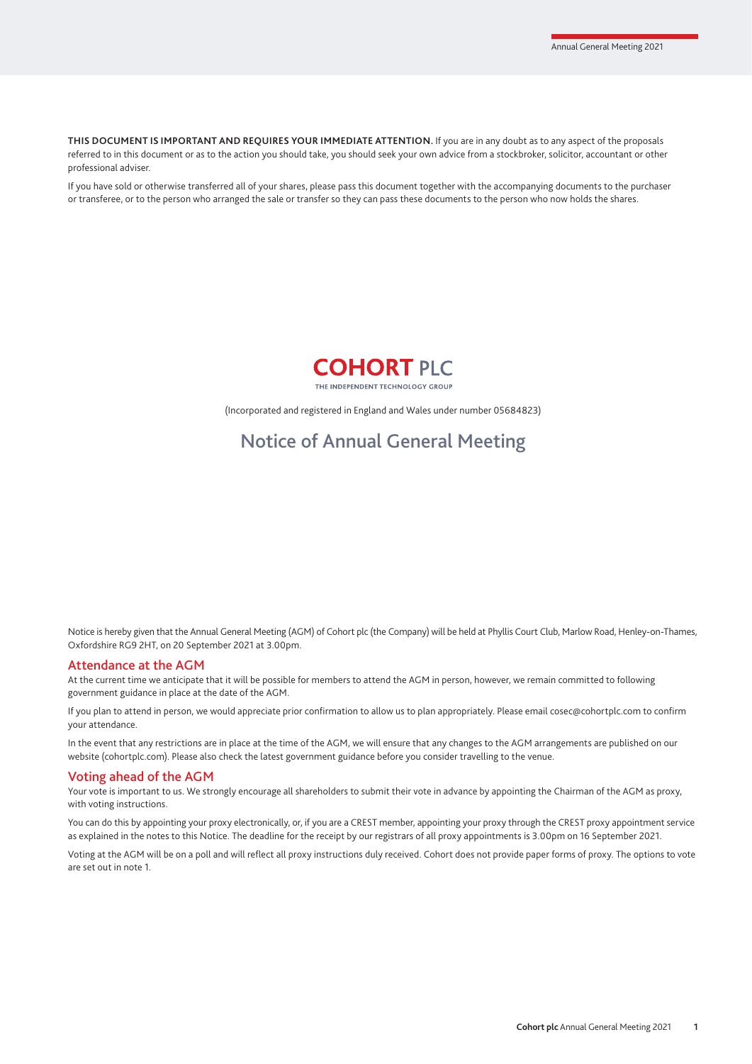**THIS DOCUMENT IS IMPORTANT AND REQUIRES YOUR IMMEDIATE ATTENTION.** If you are in any doubt as to any aspect of the proposals referred to in this document or as to the action you should take, you should seek your own advice from a stockbroker, solicitor, accountant or other professional adviser.

If you have sold or otherwise transferred all of your shares, please pass this document together with the accompanying documents to the purchaser or transferee, or to the person who arranged the sale or transfer so they can pass these documents to the person who now holds the shares.

**COHORT PLC**

THE INDEPENDENT TECHNOLOGY GROUP

(Incorporated and registered in England and Wales under number 05684823)

# Notice of Annual General Meeting

Notice is hereby given that the Annual General Meeting (AGM) of Cohort plc (the Company) will be held at Phyllis Court Club, Marlow Road, Henley-on-Thames, Oxfordshire RG9 2HT, on 20 September 2021 at 3.00pm.

## Attendance at the AGM

At the current time we anticipate that it will be possible for members to attend the AGM in person, however, we remain committed to following government guidance in place at the date of the AGM.

If you plan to attend in person, we would appreciate prior confirmation to allow us to plan appropriately. Please email cosec@cohortplc.com to confirm your attendance.

In the event that any restrictions are in place at the time of the AGM, we will ensure that any changes to the AGM arrangements are published on our website (cohortplc.com). Please also check the latest government guidance before you consider travelling to the venue.

## Voting ahead of the AGM

Your vote is important to us. We strongly encourage all shareholders to submit their vote in advance by appointing the Chairman of the AGM as proxy, with voting instructions.

You can do this by appointing your proxy electronically, or, if you are a CREST member, appointing your proxy through the CREST proxy appointment service as explained in the notes to this Notice. The deadline for the receipt by our registrars of all proxy appointments is 3.00pm on 16 September 2021.

Voting at the AGM will be on a poll and will reflect all proxy instructions duly received. Cohort does not provide paper forms of proxy. The options to vote are set out in note 1.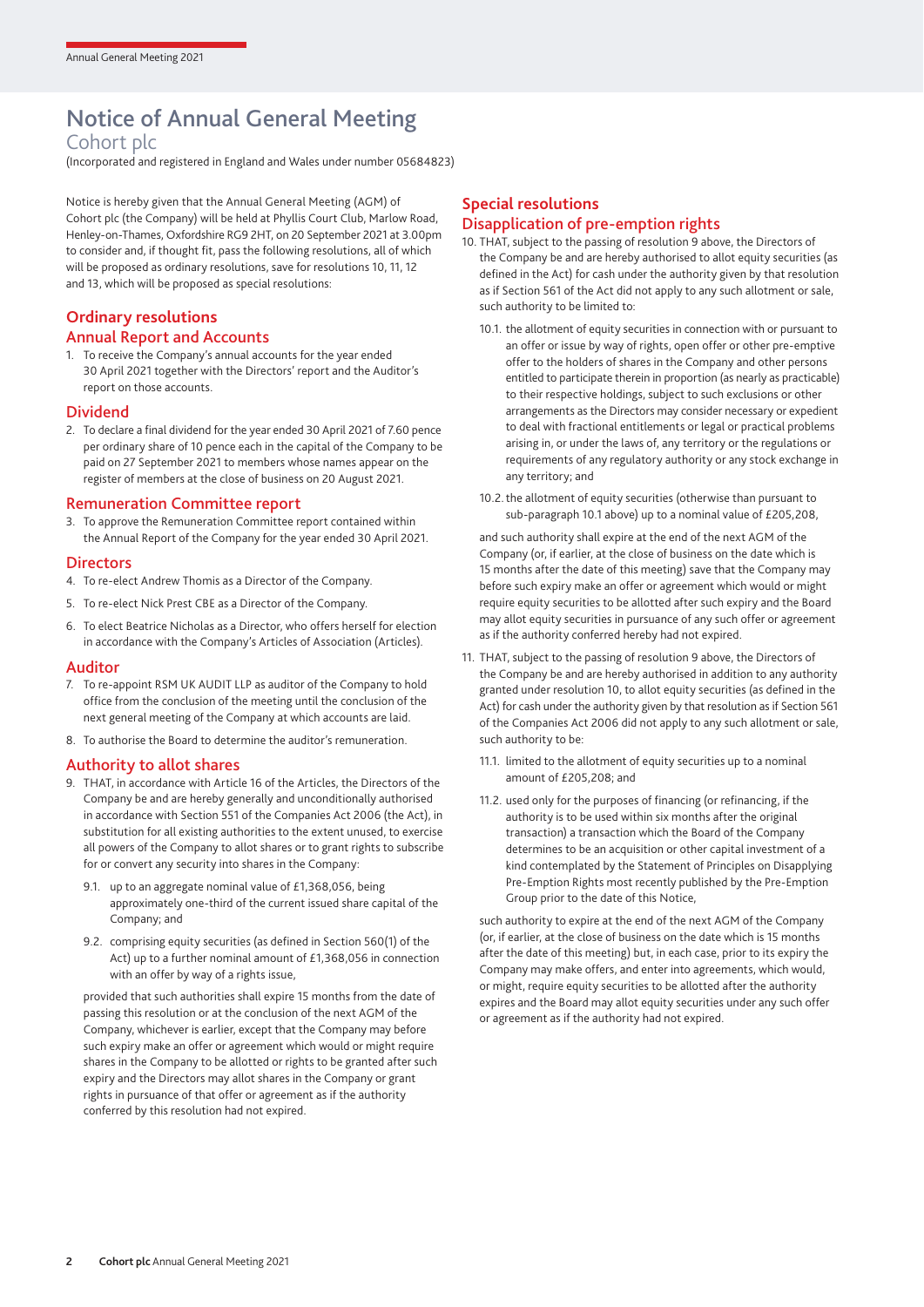# Notice of Annual General Meeting

## Cohort plc

(Incorporated and registered in England and Wales under number 05684823)

Notice is hereby given that the Annual General Meeting (AGM) of Cohort plc (the Company) will be held at Phyllis Court Club, Marlow Road, Henley-on-Thames, Oxfordshire RG9 2HT, on 20 September 2021 at 3.00pm to consider and, if thought fit, pass the following resolutions, all of which will be proposed as ordinary resolutions, save for resolutions 10, 11, 12 and 13, which will be proposed as special resolutions:

## Ordinary resolutions

### Annual Report and Accounts

1. To receive the Company's annual accounts for the year ended 30 April 2021 together with the Directors' report and the Auditor's report on those accounts.

### Dividend

2. To declare a final dividend for the year ended 30 April 2021 of 7.60 pence per ordinary share of 10 pence each in the capital of the Company to be paid on 27 September 2021 to members whose names appear on the register of members at the close of business on 20 August 2021.

### Remuneration Committee report

3. To approve the Remuneration Committee report contained within the Annual Report of the Company for the year ended 30 April 2021.

### Directors

4. To re-elect Andrew Thomis as a Director of the Company.
5. To re-elect Nick Prest CBE as a Director of the Company.
6. To elect Beatrice Nicholas as a Director, who offers herself for election in accordance with the Company's Articles of Association (Articles).

### Auditor

7. To re-appoint RSM UK AUDIT LLP as auditor of the Company to hold office from the conclusion of the meeting until the conclusion of the next general meeting of the Company at which accounts are laid.
8. To authorise the Board to determine the auditor's remuneration.

### Authority to allot shares

9. THAT, in accordance with Article 16 of the Articles, the Directors of the Company be and are hereby generally and unconditionally authorised in accordance with Section 551 of the Companies Act 2006 (the Act), in substitution for all existing authorities to the extent unused, to exercise all powers of the Company to allot shares or to grant rights to subscribe for or convert any security into shares in the Company:

   9.1. up to an aggregate nominal value of £1,368,056, being approximately one-third of the current issued share capital of the Company; and

   9.2. comprising equity securities (as defined in Section 560(1) of the Act) up to a further nominal amount of £1,368,056 in connection with an offer by way of a rights issue,

   provided that such authorities shall expire 15 months from the date of passing this resolution or at the conclusion of the next AGM of the Company, whichever is earlier, except that the Company may before such expiry make an offer or agreement which would or might require shares in the Company to be allotted or rights to be granted after such expiry and the Directors may allot shares in the Company or grant rights in pursuance of that offer or agreement as if the authority conferred by this resolution had not expired.

## Special resolutions

### Disapplication of pre-emption rights

10. THAT, subject to the passing of resolution 9 above, the Directors of the Company be and are hereby authorised to allot equity securities (as defined in the Act) for cash under the authority given by that resolution as if Section 561 of the Act did not apply to any such allotment or sale, such authority to be limited to:

    10.1. the allotment of equity securities in connection with or pursuant to an offer or issue by way of rights, open offer or other pre-emptive offer to the holders of shares in the Company and other persons entitled to participate therein in proportion (as nearly as practicable) to their respective holdings, subject to such exclusions or other arrangements as the Directors may consider necessary or expedient to deal with fractional entitlements or legal or practical problems arising in, or under the laws of, any territory or the regulations or requirements of any regulatory authority or any stock exchange in any territory; and

    10.2. the allotment of equity securities (otherwise than pursuant to sub-paragraph 10.1 above) up to a nominal value of £205,208,

    and such authority shall expire at the end of the next AGM of the Company (or, if earlier, at the close of business on the date which is 15 months after the date of this meeting) save that the Company may before such expiry make an offer or agreement which would or might require equity securities to be allotted after such expiry and the Board may allot equity securities in pursuance of any such offer or agreement as if the authority conferred hereby had not expired.

11. THAT, subject to the passing of resolution 9 above, the Directors of the Company be and are hereby authorised in addition to any authority granted under resolution 10, to allot equity securities (as defined in the Act) for cash under the authority given by that resolution as if Section 561 of the Companies Act 2006 did not apply to any such allotment or sale, such authority to be:

    11.1. limited to the allotment of equity securities up to a nominal amount of £205,208; and

    11.2. used only for the purposes of financing (or refinancing, if the authority is to be used within six months after the original transaction) a transaction which the Board of the Company determines to be an acquisition or other capital investment of a kind contemplated by the Statement of Principles on Disapplying Pre-Emption Rights most recently published by the Pre-Emption Group prior to the date of this Notice,

    such authority to expire at the end of the next AGM of the Company (or, if earlier, at the close of business on the date which is 15 months after the date of this meeting) but, in each case, prior to its expiry the Company may make offers, and enter into agreements, which would, or might, require equity securities to be allotted after the authority expires and the Board may allot equity securities under any such offer or agreement as if the authority had not expired.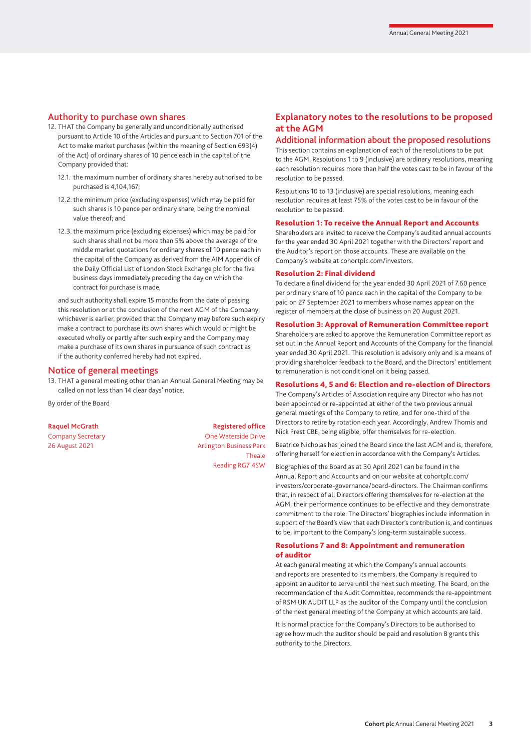## Authority to purchase own shares

12. THAT the Company be generally and unconditionally authorised pursuant to Article 10 of the Articles and pursuant to Section 701 of the Act to make market purchases (within the meaning of Section 693(4) of the Act) of ordinary shares of 10 pence each in the capital of the Company provided that:

    12.1. the maximum number of ordinary shares hereby authorised to be purchased is 4,104,167;

    12.2. the minimum price (excluding expenses) which may be paid for such shares is 10 pence per ordinary share, being the nominal value thereof; and

    12.3. the maximum price (excluding expenses) which may be paid for such shares shall not be more than 5% above the average of the middle market quotations for ordinary shares of 10 pence each in the capital of the Company as derived from the AIM Appendix of the Daily Official List of London Stock Exchange plc for the five business days immediately preceding the day on which the contract for purchase is made,

    and such authority shall expire 15 months from the date of passing this resolution or at the conclusion of the next AGM of the Company, whichever is earlier, provided that the Company may before such expiry make a contract to purchase its own shares which would or might be executed wholly or partly after such expiry and the Company may make a purchase of its own shares in pursuance of such contract as if the authority conferred hereby had not expired.

## Notice of general meetings

13. THAT a general meeting other than an Annual General Meeting may be called on not less than 14 clear days' notice.

By order of the Board

**Raquel McGrath**
Company Secretary
26 August 2021

**Registered office**
One Waterside Drive
Arlington Business Park
Theale
Reading RG7 4SW

## Explanatory notes to the resolutions to be proposed at the AGM

### Additional information about the proposed resolutions

This section contains an explanation of each of the resolutions to be put to the AGM. Resolutions 1 to 9 (inclusive) are ordinary resolutions, meaning each resolution requires more than half the votes cast to be in favour of the resolution to be passed.

Resolutions 10 to 13 (inclusive) are special resolutions, meaning each resolution requires at least 75% of the votes cast to be in favour of the resolution to be passed.

**Resolution 1: To receive the Annual Report and Accounts**

Shareholders are invited to receive the Company's audited annual accounts for the year ended 30 April 2021 together with the Directors' report and the Auditor's report on those accounts. These are available on the Company's website at cohortplc.com/investors.

**Resolution 2: Final dividend**

To declare a final dividend for the year ended 30 April 2021 of 7.60 pence per ordinary share of 10 pence each in the capital of the Company to be paid on 27 September 2021 to members whose names appear on the register of members at the close of business on 20 August 2021.

**Resolution 3: Approval of Remuneration Committee report**

Shareholders are asked to approve the Remuneration Committee report as set out in the Annual Report and Accounts of the Company for the financial year ended 30 April 2021. This resolution is advisory only and is a means of providing shareholder feedback to the Board, and the Directors' entitlement to remuneration is not conditional on it being passed.

**Resolutions 4, 5 and 6: Election and re-election of Directors**

The Company's Articles of Association require any Director who has not been appointed or re-appointed at either of the two previous annual general meetings of the Company to retire, and for one-third of the Directors to retire by rotation each year. Accordingly, Andrew Thomis and Nick Prest CBE, being eligible, offer themselves for re-election.

Beatrice Nicholas has joined the Board since the last AGM and is, therefore, offering herself for election in accordance with the Company's Articles.

Biographies of the Board as at 30 April 2021 can be found in the Annual Report and Accounts and on our website at cohortplc.com/investors/corporate-governance/board-directors. The Chairman confirms that, in respect of all Directors offering themselves for re-election at the AGM, their performance continues to be effective and they demonstrate commitment to the role. The Directors' biographies include information in support of the Board's view that each Director's contribution is, and continues to be, important to the Company's long-term sustainable success.

**Resolutions 7 and 8: Appointment and remuneration of auditor**

At each general meeting at which the Company's annual accounts and reports are presented to its members, the Company is required to appoint an auditor to serve until the next such meeting. The Board, on the recommendation of the Audit Committee, recommends the re-appointment of RSM UK AUDIT LLP as the auditor of the Company until the conclusion of the next general meeting of the Company at which accounts are laid.

It is normal practice for the Company's Directors to be authorised to agree how much the auditor should be paid and resolution 8 grants this authority to the Directors.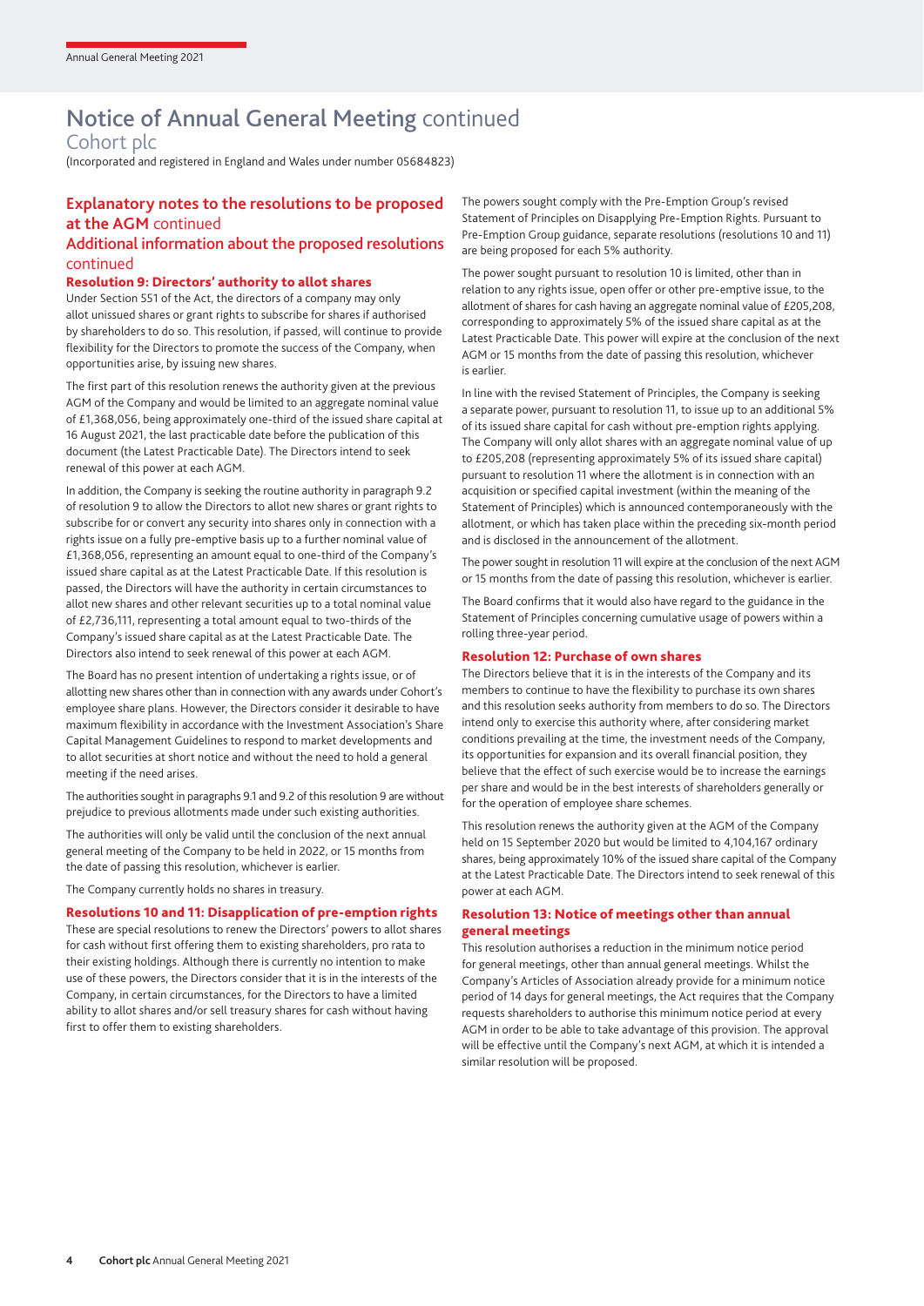# Notice of Annual General Meeting continued

## Cohort plc

(Incorporated and registered in England and Wales under number 05684823)

## Explanatory notes to the resolutions to be proposed at the AGM continued

## Additional information about the proposed resolutions continued

### Resolution 9: Directors' authority to allot shares

Under Section 551 of the Act, the directors of a company may only allot unissued shares or grant rights to subscribe for shares if authorised by shareholders to do so. This resolution, if passed, will continue to provide flexibility for the Directors to promote the success of the Company, when opportunities arise, by issuing new shares.

The first part of this resolution renews the authority given at the previous AGM of the Company and would be limited to an aggregate nominal value of £1,368,056, being approximately one-third of the issued share capital at 16 August 2021, the last practicable date before the publication of this document (the Latest Practicable Date). The Directors intend to seek renewal of this power at each AGM.

In addition, the Company is seeking the routine authority in paragraph 9.2 of resolution 9 to allow the Directors to allot new shares or grant rights to subscribe for or convert any security into shares only in connection with a rights issue on a fully pre-emptive basis up to a further nominal value of £1,368,056, representing an amount equal to one-third of the Company's issued share capital as at the Latest Practicable Date. If this resolution is passed, the Directors will have the authority in certain circumstances to allot new shares and other relevant securities up to a total nominal value of £2,736,111, representing a total amount equal to two-thirds of the Company's issued share capital as at the Latest Practicable Date. The Directors also intend to seek renewal of this power at each AGM.

The Board has no present intention of undertaking a rights issue, or of allotting new shares other than in connection with any awards under Cohort's employee share plans. However, the Directors consider it desirable to have maximum flexibility in accordance with the Investment Association's Share Capital Management Guidelines to respond to market developments and to allot securities at short notice and without the need to hold a general meeting if the need arises.

The authorities sought in paragraphs 9.1 and 9.2 of this resolution 9 are without prejudice to previous allotments made under such existing authorities.

The authorities will only be valid until the conclusion of the next annual general meeting of the Company to be held in 2022, or 15 months from the date of passing this resolution, whichever is earlier.

The Company currently holds no shares in treasury.

### Resolutions 10 and 11: Disapplication of pre-emption rights

These are special resolutions to renew the Directors' powers to allot shares for cash without first offering them to existing shareholders, pro rata to their existing holdings. Although there is currently no intention to make use of these powers, the Directors consider that it is in the interests of the Company, in certain circumstances, for the Directors to have a limited ability to allot shares and/or sell treasury shares for cash without having first to offer them to existing shareholders.

The powers sought comply with the Pre-Emption Group's revised Statement of Principles on Disapplying Pre-Emption Rights. Pursuant to Pre-Emption Group guidance, separate resolutions (resolutions 10 and 11) are being proposed for each 5% authority.

The power sought pursuant to resolution 10 is limited, other than in relation to any rights issue, open offer or other pre-emptive issue, to the allotment of shares for cash having an aggregate nominal value of £205,208, corresponding to approximately 5% of the issued share capital as at the Latest Practicable Date. This power will expire at the conclusion of the next AGM or 15 months from the date of passing this resolution, whichever is earlier.

In line with the revised Statement of Principles, the Company is seeking a separate power, pursuant to resolution 11, to issue up to an additional 5% of its issued share capital for cash without pre-emption rights applying. The Company will only allot shares with an aggregate nominal value of up to £205,208 (representing approximately 5% of its issued share capital) pursuant to resolution 11 where the allotment is in connection with an acquisition or specified capital investment (within the meaning of the Statement of Principles) which is announced contemporaneously with the allotment, or which has taken place within the preceding six-month period and is disclosed in the announcement of the allotment.

The power sought in resolution 11 will expire at the conclusion of the next AGM or 15 months from the date of passing this resolution, whichever is earlier.

The Board confirms that it would also have regard to the guidance in the Statement of Principles concerning cumulative usage of powers within a rolling three-year period.

### Resolution 12: Purchase of own shares

The Directors believe that it is in the interests of the Company and its members to continue to have the flexibility to purchase its own shares and this resolution seeks authority from members to do so. The Directors intend only to exercise this authority where, after considering market conditions prevailing at the time, the investment needs of the Company, its opportunities for expansion and its overall financial position, they believe that the effect of such exercise would be to increase the earnings per share and would be in the best interests of shareholders generally or for the operation of employee share schemes.

This resolution renews the authority given at the AGM of the Company held on 15 September 2020 but would be limited to 4,104,167 ordinary shares, being approximately 10% of the issued share capital of the Company at the Latest Practicable Date. The Directors intend to seek renewal of this power at each AGM.

### Resolution 13: Notice of meetings other than annual general meetings

This resolution authorises a reduction in the minimum notice period for general meetings, other than annual general meetings. Whilst the Company's Articles of Association already provide for a minimum notice period of 14 days for general meetings, the Act requires that the Company requests shareholders to authorise this minimum notice period at every AGM in order to be able to take advantage of this provision. The approval will be effective until the Company's next AGM, at which it is intended a similar resolution will be proposed.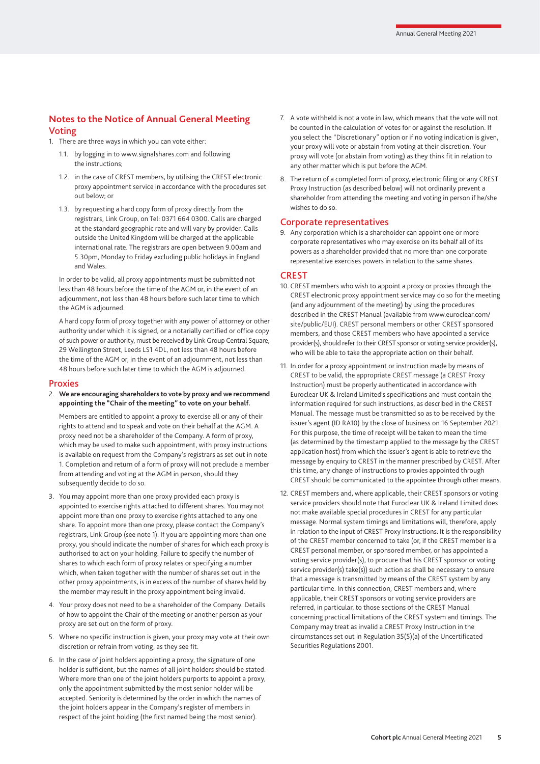## Notes to the Notice of Annual General Meeting

### Voting

1. There are three ways in which you can vote either:

   1.1. by logging in to www.signalshares.com and following the instructions;

   1.2. in the case of CREST members, by utilising the CREST electronic proxy appointment service in accordance with the procedures set out below; or

   1.3. by requesting a hard copy form of proxy directly from the registrars, Link Group, on Tel: 0371 664 0300. Calls are charged at the standard geographic rate and will vary by provider. Calls outside the United Kingdom will be charged at the applicable international rate. The registrars are open between 9.00am and 5.30pm, Monday to Friday excluding public holidays in England and Wales.

   In order to be valid, all proxy appointments must be submitted not less than 48 hours before the time of the AGM or, in the event of an adjournment, not less than 48 hours before such later time to which the AGM is adjourned.

   A hard copy form of proxy together with any power of attorney or other authority under which it is signed, or a notarially certified or office copy of such power or authority, must be received by Link Group Central Square, 29 Wellington Street, Leeds LS1 4DL, not less than 48 hours before the time of the AGM or, in the event of an adjournment, not less than 48 hours before such later time to which the AGM is adjourned.

### Proxies

2. **We are encouraging shareholders to vote by proxy and we recommend appointing the "Chair of the meeting" to vote on your behalf.**

   Members are entitled to appoint a proxy to exercise all or any of their rights to attend and to speak and vote on their behalf at the AGM. A proxy need not be a shareholder of the Company. A form of proxy, which may be used to make such appointment, with proxy instructions is available on request from the Company's registrars as set out in note 1. Completion and return of a form of proxy will not preclude a member from attending and voting at the AGM in person, should they subsequently decide to do so.

3. You may appoint more than one proxy provided each proxy is appointed to exercise rights attached to different shares. You may not appoint more than one proxy to exercise rights attached to any one share. To appoint more than one proxy, please contact the Company's registrars, Link Group (see note 1). If you are appointing more than one proxy, you should indicate the number of shares for which each proxy is authorised to act on your holding. Failure to specify the number of shares to which each form of proxy relates or specifying a number which, when taken together with the number of shares set out in the other proxy appointments, is in excess of the number of shares held by the member may result in the proxy appointment being invalid.

4. Your proxy does not need to be a shareholder of the Company. Details of how to appoint the Chair of the meeting or another person as your proxy are set out on the form of proxy.

5. Where no specific instruction is given, your proxy may vote at their own discretion or refrain from voting, as they see fit.

6. In the case of joint holders appointing a proxy, the signature of one holder is sufficient, but the names of all joint holders should be stated. Where more than one of the joint holders purports to appoint a proxy, only the appointment submitted by the most senior holder will be accepted. Seniority is determined by the order in which the names of the joint holders appear in the Company's register of members in respect of the joint holding (the first named being the most senior).

7. A vote withheld is not a vote in law, which means that the vote will not be counted in the calculation of votes for or against the resolution. If you select the "Discretionary" option or if no voting indication is given, your proxy will vote or abstain from voting at their discretion. Your proxy will vote (or abstain from voting) as they think fit in relation to any other matter which is put before the AGM.

8. The return of a completed form of proxy, electronic filing or any CREST Proxy Instruction (as described below) will not ordinarily prevent a shareholder from attending the meeting and voting in person if he/she wishes to do so.

### Corporate representatives

9. Any corporation which is a shareholder can appoint one or more corporate representatives who may exercise on its behalf all of its powers as a shareholder provided that no more than one corporate representative exercises powers in relation to the same shares.

### CREST

10. CREST members who wish to appoint a proxy or proxies through the CREST electronic proxy appointment service may do so for the meeting (and any adjournment of the meeting) by using the procedures described in the CREST Manual (available from www.euroclear.com/site/public/EUI). CREST personal members or other CREST sponsored members, and those CREST members who have appointed a service provider(s), should refer to their CREST sponsor or voting service provider(s), who will be able to take the appropriate action on their behalf.

11. In order for a proxy appointment or instruction made by means of CREST to be valid, the appropriate CREST message (a CREST Proxy Instruction) must be properly authenticated in accordance with Euroclear UK & Ireland Limited's specifications and must contain the information required for such instructions, as described in the CREST Manual. The message must be transmitted so as to be received by the issuer's agent (ID RA10) by the close of business on 16 September 2021. For this purpose, the time of receipt will be taken to mean the time (as determined by the timestamp applied to the message by the CREST application host) from which the issuer's agent is able to retrieve the message by enquiry to CREST in the manner prescribed by CREST. After this time, any change of instructions to proxies appointed through CREST should be communicated to the appointee through other means.

12. CREST members and, where applicable, their CREST sponsors or voting service providers should note that Euroclear UK & Ireland Limited does not make available special procedures in CREST for any particular message. Normal system timings and limitations will, therefore, apply in relation to the input of CREST Proxy Instructions. It is the responsibility of the CREST member concerned to take (or, if the CREST member is a CREST personal member, or sponsored member, or has appointed a voting service provider(s), to procure that his CREST sponsor or voting service provider(s) take(s)) such action as shall be necessary to ensure that a message is transmitted by means of the CREST system by any particular time. In this connection, CREST members and, where applicable, their CREST sponsors or voting service providers are referred, in particular, to those sections of the CREST Manual concerning practical limitations of the CREST system and timings. The Company may treat as invalid a CREST Proxy Instruction in the circumstances set out in Regulation 35(5)(a) of the Uncertificated Securities Regulations 2001.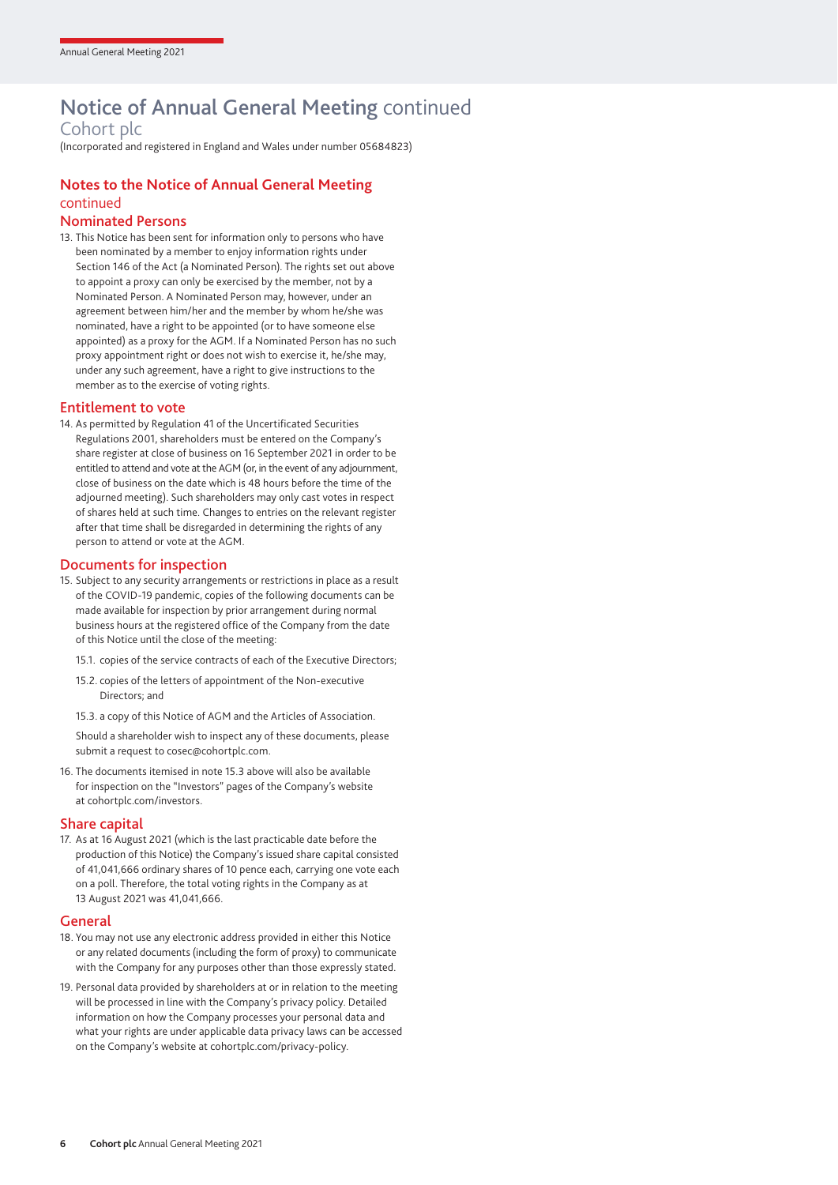# Notice of Annual General Meeting continued

Cohort plc

(Incorporated and registered in England and Wales under number 05684823)

## Notes to the Notice of Annual General Meeting continued

### Nominated Persons

13. This Notice has been sent for information only to persons who have been nominated by a member to enjoy information rights under Section 146 of the Act (a Nominated Person). The rights set out above to appoint a proxy can only be exercised by the member, not by a Nominated Person. A Nominated Person may, however, under an agreement between him/her and the member by whom he/she was nominated, have a right to be appointed (or to have someone else appointed) as a proxy for the AGM. If a Nominated Person has no such proxy appointment right or does not wish to exercise it, he/she may, under any such agreement, have a right to give instructions to the member as to the exercise of voting rights.

### Entitlement to vote

14. As permitted by Regulation 41 of the Uncertificated Securities Regulations 2001, shareholders must be entered on the Company's share register at close of business on 16 September 2021 in order to be entitled to attend and vote at the AGM (or, in the event of any adjournment, close of business on the date which is 48 hours before the time of the adjourned meeting). Such shareholders may only cast votes in respect of shares held at such time. Changes to entries on the relevant register after that time shall be disregarded in determining the rights of any person to attend or vote at the AGM.

### Documents for inspection

15. Subject to any security arrangements or restrictions in place as a result of the COVID-19 pandemic, copies of the following documents can be made available for inspection by prior arrangement during normal business hours at the registered office of the Company from the date of this Notice until the close of the meeting:

    15.1. copies of the service contracts of each of the Executive Directors;

    15.2. copies of the letters of appointment of the Non-executive Directors; and

    15.3. a copy of this Notice of AGM and the Articles of Association.

    Should a shareholder wish to inspect any of these documents, please submit a request to cosec@cohortplc.com.

16. The documents itemised in note 15.3 above will also be available for inspection on the "Investors" pages of the Company's website at cohortplc.com/investors.

### Share capital

17. As at 16 August 2021 (which is the last practicable date before the production of this Notice) the Company's issued share capital consisted of 41,041,666 ordinary shares of 10 pence each, carrying one vote each on a poll. Therefore, the total voting rights in the Company as at 13 August 2021 was 41,041,666.

### General

18. You may not use any electronic address provided in either this Notice or any related documents (including the form of proxy) to communicate with the Company for any purposes other than those expressly stated.

19. Personal data provided by shareholders at or in relation to the meeting will be processed in line with the Company's privacy policy. Detailed information on how the Company processes your personal data and what your rights are under applicable data privacy laws can be accessed on the Company's website at cohortplc.com/privacy-policy.